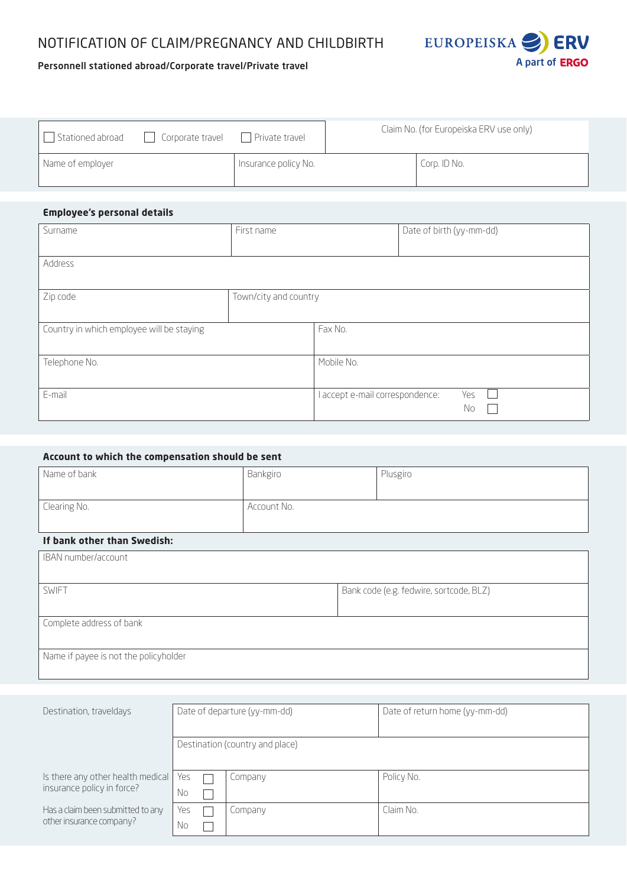# NOTIFICATION OF CLAIM/PREGNANCY AND CHILDBIRTH

**Personnell stationed abroad/Corporate travel/Private travel**

EUROPEISKA ERV
A part of ERGO

| ☐ Stationed abroad ☐ Corporate travel ☐ Private travel | | Claim No. (for Europeiska ERV use only) |
|---|---|---|
| Name of employer | Insurance policy No. | Corp. ID No. |

**Employee's personal details**

| Surname | First name | Date of birth (yy-mm-dd) |
|---|---|---|
| Address | | |
| Zip code | Town/city and country | |
| Country in which employee will be staying | Fax No. | |
| Telephone No. | Mobile No. | |
| E-mail | I accept e-mail correspondence: Yes ☐ No ☐ | |

**Account to which the compensation should be sent**

| Name of bank | Bankgiro | Plusgiro |
|---|---|---|
| Clearing No. | Account No. | |

**If bank other than Swedish:**

| IBAN number/account | |
|---|---|
| SWIFT | Bank code (e.g. fedwire, sortcode, BLZ) |
| Complete address of bank | |
| Name if payee is not the policyholder | |

| Destination, traveldays | Date of departure (yy-mm-dd) | | Date of return home (yy-mm-dd) |
|---|---|---|---|
| | Destination (country and place) | | |
| Is there any other health medical insurance policy in force? | Yes ☐ No ☐ | Company | Policy No. |
| Has a claim been submitted to any other insurance company? | Yes ☐ No ☐ | Company | Claim No. |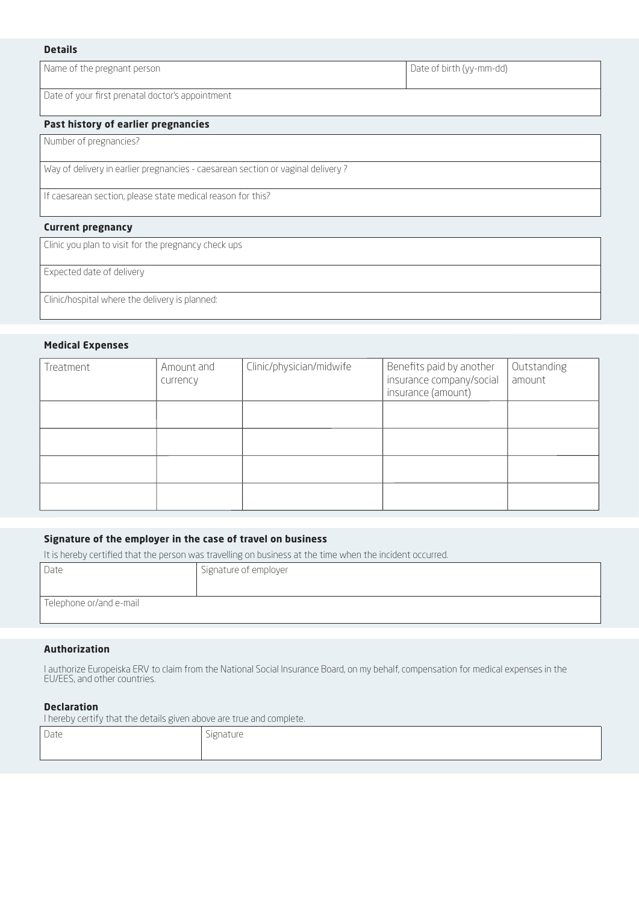### Details

| Name of the pregnant person | Date of birth (yy-mm-dd) |
|---|---|
| Date of your first prenatal doctor's appointment | |

### Past history of earlier pregnancies

| Number of pregnancies? |
|---|
| Way of delivery in earlier pregnancies - caesarean section or vaginal delivery ? |
| If caesarean section, please state medical reason for this? |

### Current pregnancy

| Clinic you plan to visit for the pregnancy check ups |
|---|
| Expected date of delivery |
| Clinic/hospital where the delivery is planned: |

### Medical Expenses

| Treatment | Amount and currency | Clinic/physician/midwife | Benefits paid by another insurance company/social insurance (amount) | Outstanding amount |
|---|---|---|---|---|
| | | | | |
| | | | | |
| | | | | |
| | | | | |

### Signature of the employer in the case of travel on business

It is hereby certified that the person was travelling on business at the time when the incident occurred.

| Date | Signature of employer |
|---|---|
| Telephone or/and e-mail | |

### Authorization

I authorize Europeiska ERV to claim from the National Social Insurance Board, on my behalf, compensation for medical expenses in the EU/EES, and other countries.

### Declaration

I hereby certify that the details given above are true and complete.

| Date | Signature |
|---|---|
| | |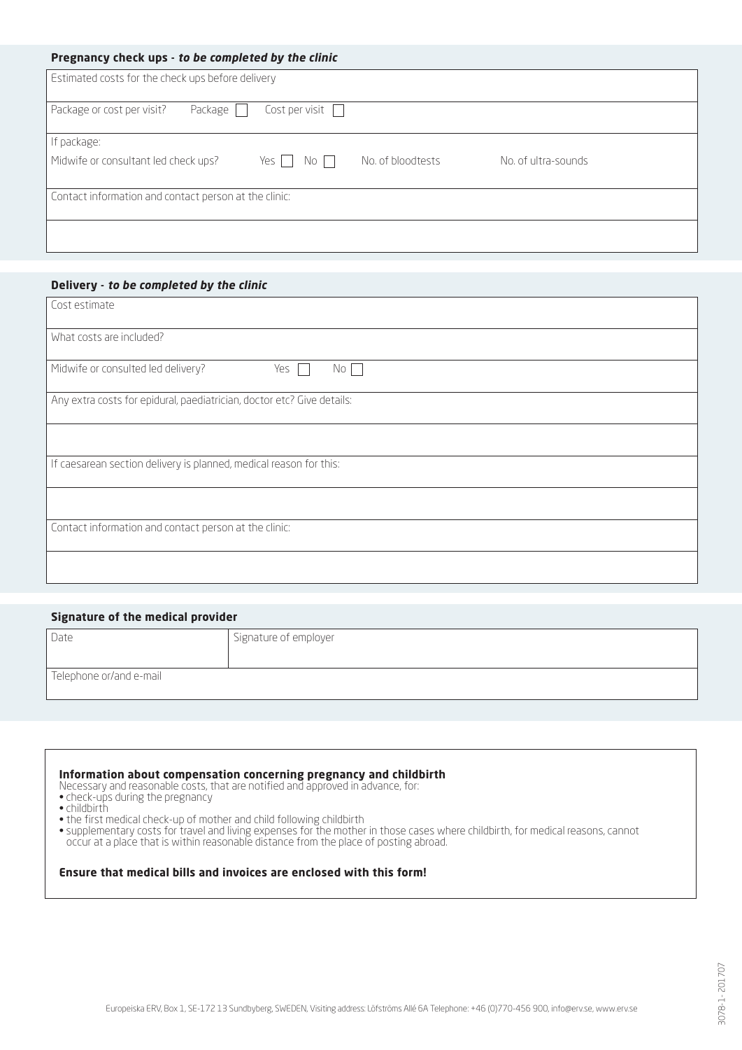### Pregnancy check ups - *to be completed by the clinic*

Estimated costs for the check ups before delivery

Package or cost per visit? Package ☐ Cost per visit ☐

If package:

Midwife or consultant led check ups? Yes ☐ No ☐ No. of bloodtests No. of ultra-sounds

Contact information and contact person at the clinic:

### Delivery - *to be completed by the clinic*

Cost estimate

What costs are included?

Midwife or consulted led delivery? Yes ☐ No ☐

Any extra costs for epidural, paediatrician, doctor etc? Give details:

If caesarean section delivery is planned, medical reason for this:

Contact information and contact person at the clinic:

### Signature of the medical provider

| Date | Signature of employer |
|---|---|
| Telephone or/and e-mail | |

**Information about compensation concerning pregnancy and childbirth**
Necessary and reasonable costs, that are notified and approved in advance, for:

- check-ups during the pregnancy
- childbirth
- the first medical check-up of mother and child following childbirth
- supplementary costs for travel and living expenses for the mother in those cases where childbirth, for medical reasons, cannot occur at a place that is within reasonable distance from the place of posting abroad.

**Ensure that medical bills and invoices are enclosed with this form!**

Europeiska ERV, Box 1, SE-172 13 Sundbyberg, SWEDEN, Visiting address: Löfströms Allé 6A Telephone: +46 (0)770-456 900, info@erv.se, www.erv.se

3078-1-201707